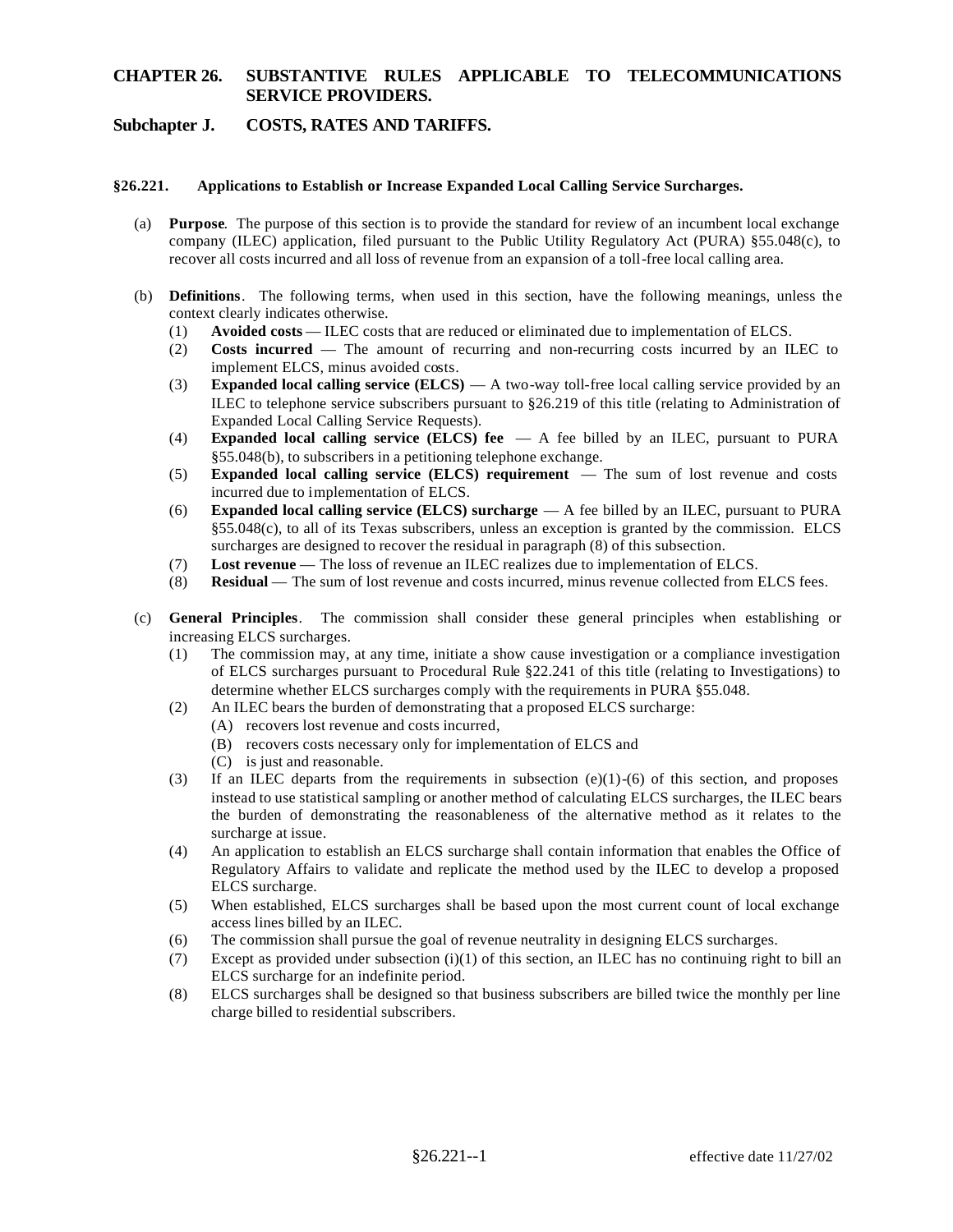## CHAPTER 26. SUBSTANTIVE RULES APPLICABLE TO TELECOMMUNICATIONS SERVICE PROVIDERS.

## Subchapter J. COSTS, RATES AND TARIFFS.

### §26.221. Applications to Establish or Increase Expanded Local Calling Service Surcharges.

(a) **Purpose**. The purpose of this section is to provide the standard for review of an incumbent local exchange company (ILEC) application, filed pursuant to the Public Utility Regulatory Act (PURA) §55.048(c), to recover all costs incurred and all loss of revenue from an expansion of a toll-free local calling area.

(b) **Definitions**. The following terms, when used in this section, have the following meanings, unless the context clearly indicates otherwise.

- (1) **Avoided costs** — ILEC costs that are reduced or eliminated due to implementation of ELCS.
- (2) **Costs incurred** — The amount of recurring and non-recurring costs incurred by an ILEC to implement ELCS, minus avoided costs.
- (3) **Expanded local calling service (ELCS)** — A two-way toll-free local calling service provided by an ILEC to telephone service subscribers pursuant to §26.219 of this title (relating to Administration of Expanded Local Calling Service Requests).
- (4) **Expanded local calling service (ELCS) fee** — A fee billed by an ILEC, pursuant to PURA §55.048(b), to subscribers in a petitioning telephone exchange.
- (5) **Expanded local calling service (ELCS) requirement** — The sum of lost revenue and costs incurred due to implementation of ELCS.
- (6) **Expanded local calling service (ELCS) surcharge** — A fee billed by an ILEC, pursuant to PURA §55.048(c), to all of its Texas subscribers, unless an exception is granted by the commission. ELCS surcharges are designed to recover the residual in paragraph (8) of this subsection.
- (7) **Lost revenue** — The loss of revenue an ILEC realizes due to implementation of ELCS.
- (8) **Residual** — The sum of lost revenue and costs incurred, minus revenue collected from ELCS fees.

(c) **General Principles**. The commission shall consider these general principles when establishing or increasing ELCS surcharges.

- (1) The commission may, at any time, initiate a show cause investigation or a compliance investigation of ELCS surcharges pursuant to Procedural Rule §22.241 of this title (relating to Investigations) to determine whether ELCS surcharges comply with the requirements in PURA §55.048.
- (2) An ILEC bears the burden of demonstrating that a proposed ELCS surcharge:
  - (A) recovers lost revenue and costs incurred,
  - (B) recovers costs necessary only for implementation of ELCS and
  - (C) is just and reasonable.
- (3) If an ILEC departs from the requirements in subsection (e)(1)-(6) of this section, and proposes instead to use statistical sampling or another method of calculating ELCS surcharges, the ILEC bears the burden of demonstrating the reasonableness of the alternative method as it relates to the surcharge at issue.
- (4) An application to establish an ELCS surcharge shall contain information that enables the Office of Regulatory Affairs to validate and replicate the method used by the ILEC to develop a proposed ELCS surcharge.
- (5) When established, ELCS surcharges shall be based upon the most current count of local exchange access lines billed by an ILEC.
- (6) The commission shall pursue the goal of revenue neutrality in designing ELCS surcharges.
- (7) Except as provided under subsection (i)(1) of this section, an ILEC has no continuing right to bill an ELCS surcharge for an indefinite period.
- (8) ELCS surcharges shall be designed so that business subscribers are billed twice the monthly per line charge billed to residential subscribers.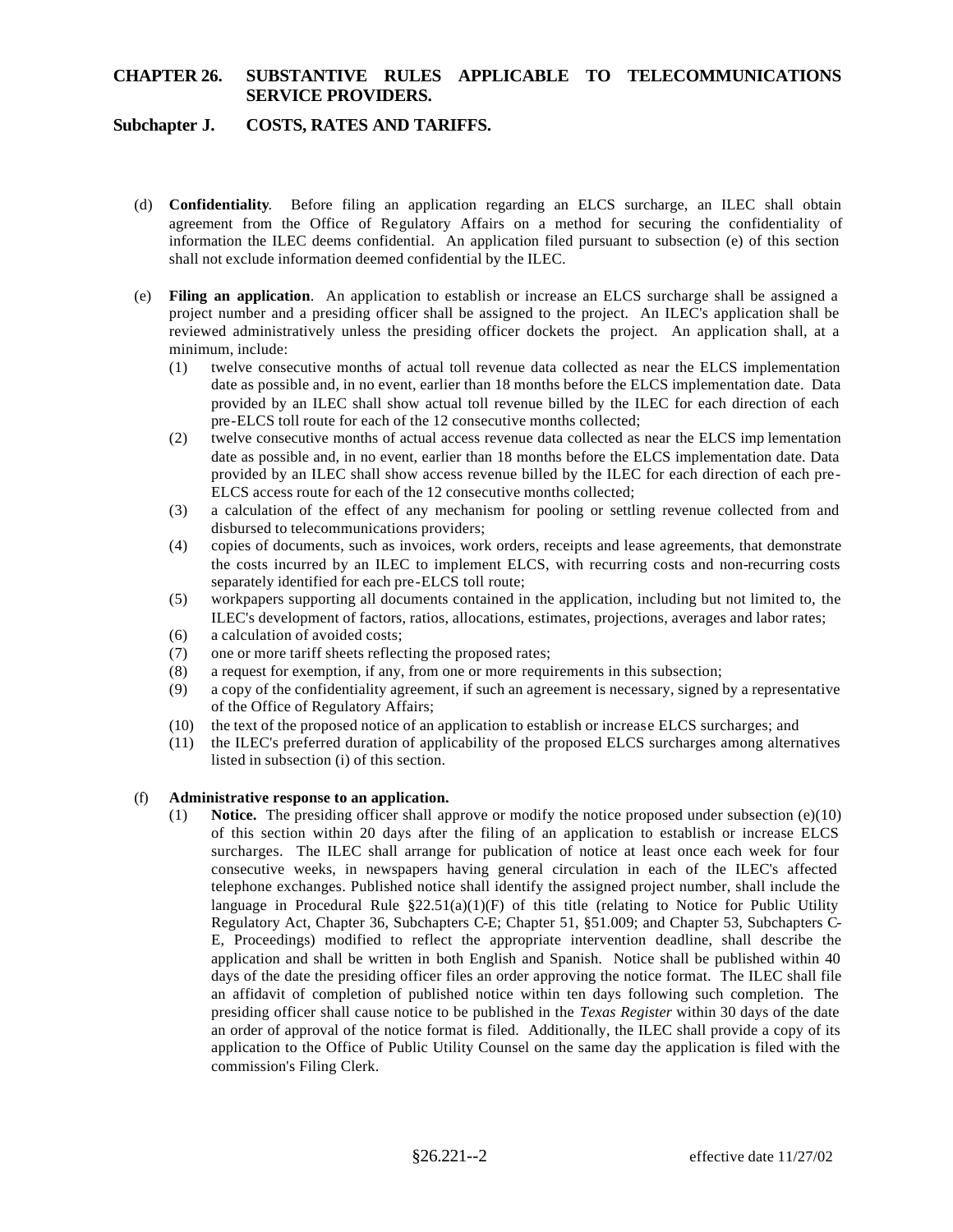(d) **Confidentiality**. Before filing an application regarding an ELCS surcharge, an ILEC shall obtain agreement from the Office of Regulatory Affairs on a method for securing the confidentiality of information the ILEC deems confidential. An application filed pursuant to subsection (e) of this section shall not exclude information deemed confidential by the ILEC.

(e) **Filing an application**. An application to establish or increase an ELCS surcharge shall be assigned a project number and a presiding officer shall be assigned to the project. An ILEC's application shall be reviewed administratively unless the presiding officer dockets the project. An application shall, at a minimum, include:

   (1) twelve consecutive months of actual toll revenue data collected as near the ELCS implementation date as possible and, in no event, earlier than 18 months before the ELCS implementation date. Data provided by an ILEC shall show actual toll revenue billed by the ILEC for each direction of each pre-ELCS toll route for each of the 12 consecutive months collected;

   (2) twelve consecutive months of actual access revenue data collected as near the ELCS implementation date as possible and, in no event, earlier than 18 months before the ELCS implementation date. Data provided by an ILEC shall show access revenue billed by the ILEC for each direction of each pre-ELCS access route for each of the 12 consecutive months collected;

   (3) a calculation of the effect of any mechanism for pooling or settling revenue collected from and disbursed to telecommunications providers;

   (4) copies of documents, such as invoices, work orders, receipts and lease agreements, that demonstrate the costs incurred by an ILEC to implement ELCS, with recurring costs and non-recurring costs separately identified for each pre-ELCS toll route;

   (5) workpapers supporting all documents contained in the application, including but not limited to, the ILEC's development of factors, ratios, allocations, estimates, projections, averages and labor rates;

   (6) a calculation of avoided costs;

   (7) one or more tariff sheets reflecting the proposed rates;

   (8) a request for exemption, if any, from one or more requirements in this subsection;

   (9) a copy of the confidentiality agreement, if such an agreement is necessary, signed by a representative of the Office of Regulatory Affairs;

   (10) the text of the proposed notice of an application to establish or increase ELCS surcharges; and

   (11) the ILEC's preferred duration of applicability of the proposed ELCS surcharges among alternatives listed in subsection (i) of this section.

(f) **Administrative response to an application.**

   (1) **Notice.** The presiding officer shall approve or modify the notice proposed under subsection (e)(10) of this section within 20 days after the filing of an application to establish or increase ELCS surcharges. The ILEC shall arrange for publication of notice at least once each week for four consecutive weeks, in newspapers having general circulation in each of the ILEC's affected telephone exchanges. Published notice shall identify the assigned project number, shall include the language in Procedural Rule §22.51(a)(1)(F) of this title (relating to Notice for Public Utility Regulatory Act, Chapter 36, Subchapters C-E; Chapter 51, §51.009; and Chapter 53, Subchapters C-E, Proceedings) modified to reflect the appropriate intervention deadline, shall describe the application and shall be written in both English and Spanish. Notice shall be published within 40 days of the date the presiding officer files an order approving the notice format. The ILEC shall file an affidavit of completion of published notice within ten days following such completion. The presiding officer shall cause notice to be published in the *Texas Register* within 30 days of the date an order of approval of the notice format is filed. Additionally, the ILEC shall provide a copy of its application to the Office of Public Utility Counsel on the same day the application is filed with the commission's Filing Clerk.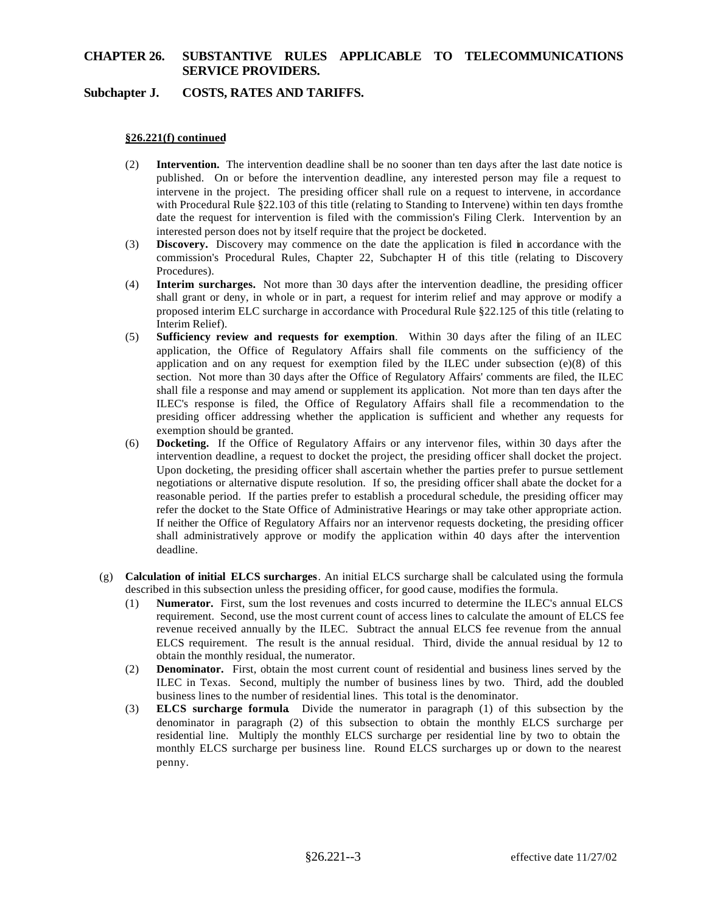**§26.221(f) continued**

(2) **Intervention.** The intervention deadline shall be no sooner than ten days after the last date notice is published. On or before the intervention deadline, any interested person may file a request to intervene in the project. The presiding officer shall rule on a request to intervene, in accordance with Procedural Rule §22.103 of this title (relating to Standing to Intervene) within ten days fromthe date the request for intervention is filed with the commission's Filing Clerk. Intervention by an interested person does not by itself require that the project be docketed.

(3) **Discovery.** Discovery may commence on the date the application is filed in accordance with the commission's Procedural Rules, Chapter 22, Subchapter H of this title (relating to Discovery Procedures).

(4) **Interim surcharges.** Not more than 30 days after the intervention deadline, the presiding officer shall grant or deny, in whole or in part, a request for interim relief and may approve or modify a proposed interim ELC surcharge in accordance with Procedural Rule §22.125 of this title (relating to Interim Relief).

(5) **Sufficiency review and requests for exemption**. Within 30 days after the filing of an ILEC application, the Office of Regulatory Affairs shall file comments on the sufficiency of the application and on any request for exemption filed by the ILEC under subsection (e)(8) of this section. Not more than 30 days after the Office of Regulatory Affairs' comments are filed, the ILEC shall file a response and may amend or supplement its application. Not more than ten days after the ILEC's response is filed, the Office of Regulatory Affairs shall file a recommendation to the presiding officer addressing whether the application is sufficient and whether any requests for exemption should be granted.

(6) **Docketing.** If the Office of Regulatory Affairs or any intervenor files, within 30 days after the intervention deadline, a request to docket the project, the presiding officer shall docket the project. Upon docketing, the presiding officer shall ascertain whether the parties prefer to pursue settlement negotiations or alternative dispute resolution. If so, the presiding officer shall abate the docket for a reasonable period. If the parties prefer to establish a procedural schedule, the presiding officer may refer the docket to the State Office of Administrative Hearings or may take other appropriate action. If neither the Office of Regulatory Affairs nor an intervenor requests docketing, the presiding officer shall administratively approve or modify the application within 40 days after the intervention deadline.

(g) **Calculation of initial ELCS surcharges**. An initial ELCS surcharge shall be calculated using the formula described in this subsection unless the presiding officer, for good cause, modifies the formula.

(1) **Numerator.** First, sum the lost revenues and costs incurred to determine the ILEC's annual ELCS requirement. Second, use the most current count of access lines to calculate the amount of ELCS fee revenue received annually by the ILEC. Subtract the annual ELCS fee revenue from the annual ELCS requirement. The result is the annual residual. Third, divide the annual residual by 12 to obtain the monthly residual, the numerator.

(2) **Denominator.** First, obtain the most current count of residential and business lines served by the ILEC in Texas. Second, multiply the number of business lines by two. Third, add the doubled business lines to the number of residential lines. This total is the denominator.

(3) **ELCS surcharge formula**. Divide the numerator in paragraph (1) of this subsection by the denominator in paragraph (2) of this subsection to obtain the monthly ELCS surcharge per residential line. Multiply the monthly ELCS surcharge per residential line by two to obtain the monthly ELCS surcharge per business line. Round ELCS surcharges up or down to the nearest penny.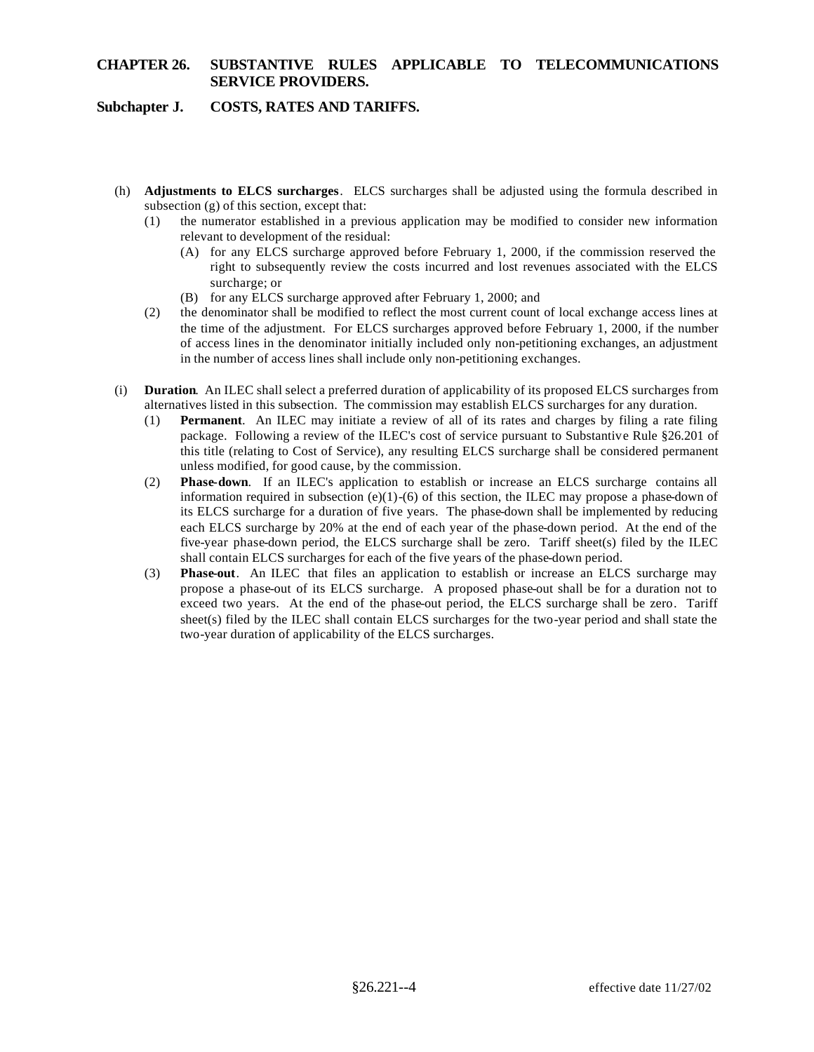(h) **Adjustments to ELCS surcharges**. ELCS surcharges shall be adjusted using the formula described in subsection (g) of this section, except that:

(1) the numerator established in a previous application may be modified to consider new information relevant to development of the residual:

(A) for any ELCS surcharge approved before February 1, 2000, if the commission reserved the right to subsequently review the costs incurred and lost revenues associated with the ELCS surcharge; or

(B) for any ELCS surcharge approved after February 1, 2000; and

(2) the denominator shall be modified to reflect the most current count of local exchange access lines at the time of the adjustment. For ELCS surcharges approved before February 1, 2000, if the number of access lines in the denominator initially included only non-petitioning exchanges, an adjustment in the number of access lines shall include only non-petitioning exchanges.

(i) **Duration**. An ILEC shall select a preferred duration of applicability of its proposed ELCS surcharges from alternatives listed in this subsection. The commission may establish ELCS surcharges for any duration.

(1) **Permanent**. An ILEC may initiate a review of all of its rates and charges by filing a rate filing package. Following a review of the ILEC's cost of service pursuant to Substantive Rule §26.201 of this title (relating to Cost of Service), any resulting ELCS surcharge shall be considered permanent unless modified, for good cause, by the commission.

(2) **Phase-down**. If an ILEC's application to establish or increase an ELCS surcharge contains all information required in subsection (e)(1)-(6) of this section, the ILEC may propose a phase-down of its ELCS surcharge for a duration of five years. The phase-down shall be implemented by reducing each ELCS surcharge by 20% at the end of each year of the phase-down period. At the end of the five-year phase-down period, the ELCS surcharge shall be zero. Tariff sheet(s) filed by the ILEC shall contain ELCS surcharges for each of the five years of the phase-down period.

(3) **Phase-out**. An ILEC that files an application to establish or increase an ELCS surcharge may propose a phase-out of its ELCS surcharge. A proposed phase-out shall be for a duration not to exceed two years. At the end of the phase-out period, the ELCS surcharge shall be zero. Tariff sheet(s) filed by the ILEC shall contain ELCS surcharges for the two-year period and shall state the two-year duration of applicability of the ELCS surcharges.